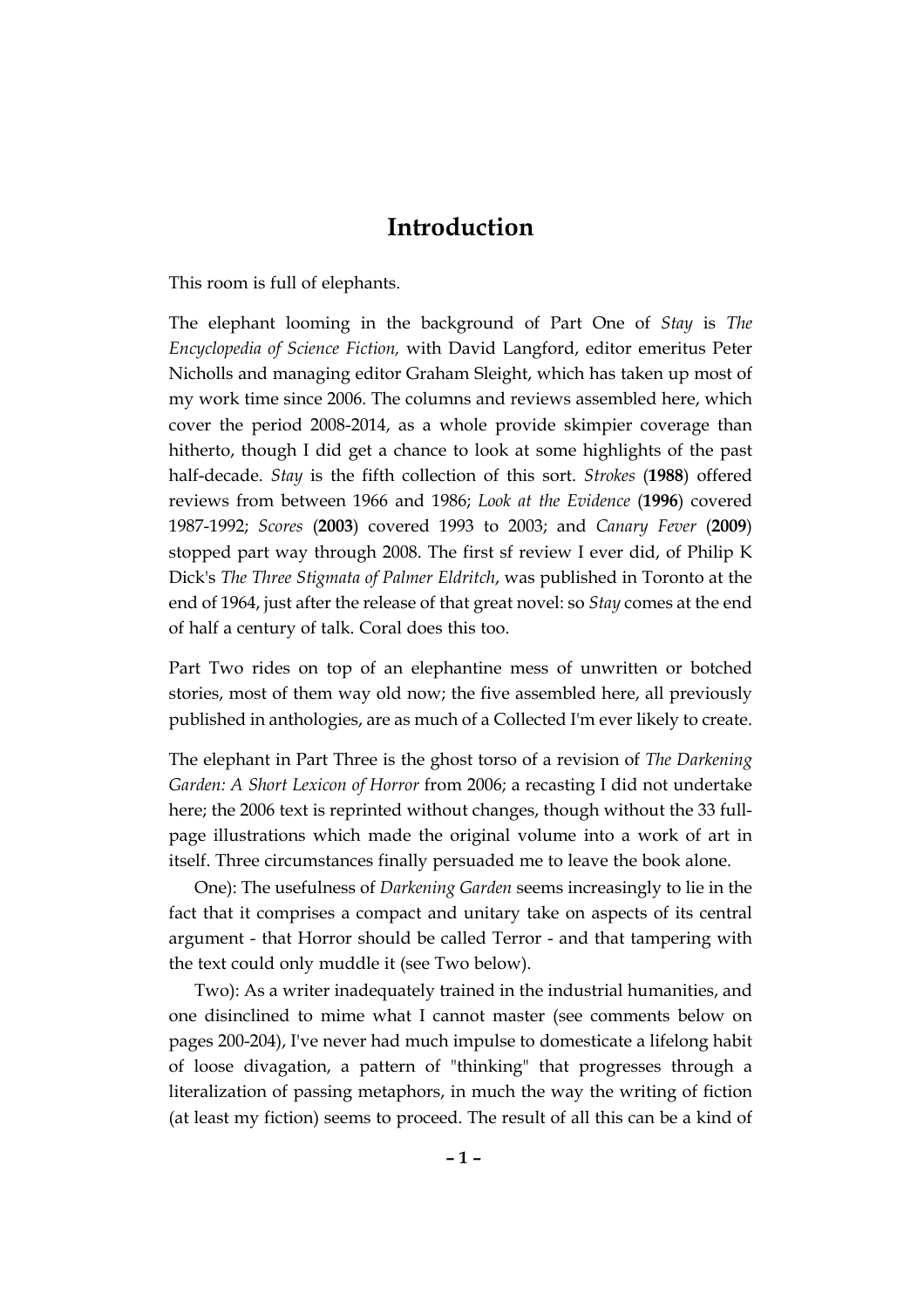# Introduction

This room is full of elephants.

The elephant looming in the background of Part One of *Stay* is *The Encyclopedia of Science Fiction,* with David Langford, editor emeritus Peter Nicholls and managing editor Graham Sleight, which has taken up most of my work time since 2006. The columns and reviews assembled here, which cover the period 2008-2014, as a whole provide skimpier coverage than hitherto, though I did get a chance to look at some highlights of the past half-decade. *Stay* is the fifth collection of this sort. *Strokes* (**1988**) offered reviews from between 1966 and 1986; *Look at the Evidence* (**1996**) covered 1987-1992; *Scores* (**2003**) covered 1993 to 2003; and *Canary Fever* (**2009**) stopped part way through 2008. The first sf review I ever did, of Philip K Dick's *The Three Stigmata of Palmer Eldritch*, was published in Toronto at the end of 1964, just after the release of that great novel: so *Stay* comes at the end of half a century of talk. Coral does this too.

Part Two rides on top of an elephantine mess of unwritten or botched stories, most of them way old now; the five assembled here, all previously published in anthologies, are as much of a Collected I'm ever likely to create.

The elephant in Part Three is the ghost torso of a revision of *The Darkening Garden: A Short Lexicon of Horror* from 2006; a recasting I did not undertake here; the 2006 text is reprinted without changes, though without the 33 full-page illustrations which made the original volume into a work of art in itself. Three circumstances finally persuaded me to leave the book alone.

One): The usefulness of *Darkening Garden* seems increasingly to lie in the fact that it comprises a compact and unitary take on aspects of its central argument - that Horror should be called Terror - and that tampering with the text could only muddle it (see Two below).

Two): As a writer inadequately trained in the industrial humanities, and one disinclined to mime what I cannot master (see comments below on pages 200-204), I've never had much impulse to domesticate a lifelong habit of loose divagation, a pattern of "thinking" that progresses through a literalization of passing metaphors, in much the way the writing of fiction (at least my fiction) seems to proceed. The result of all this can be a kind of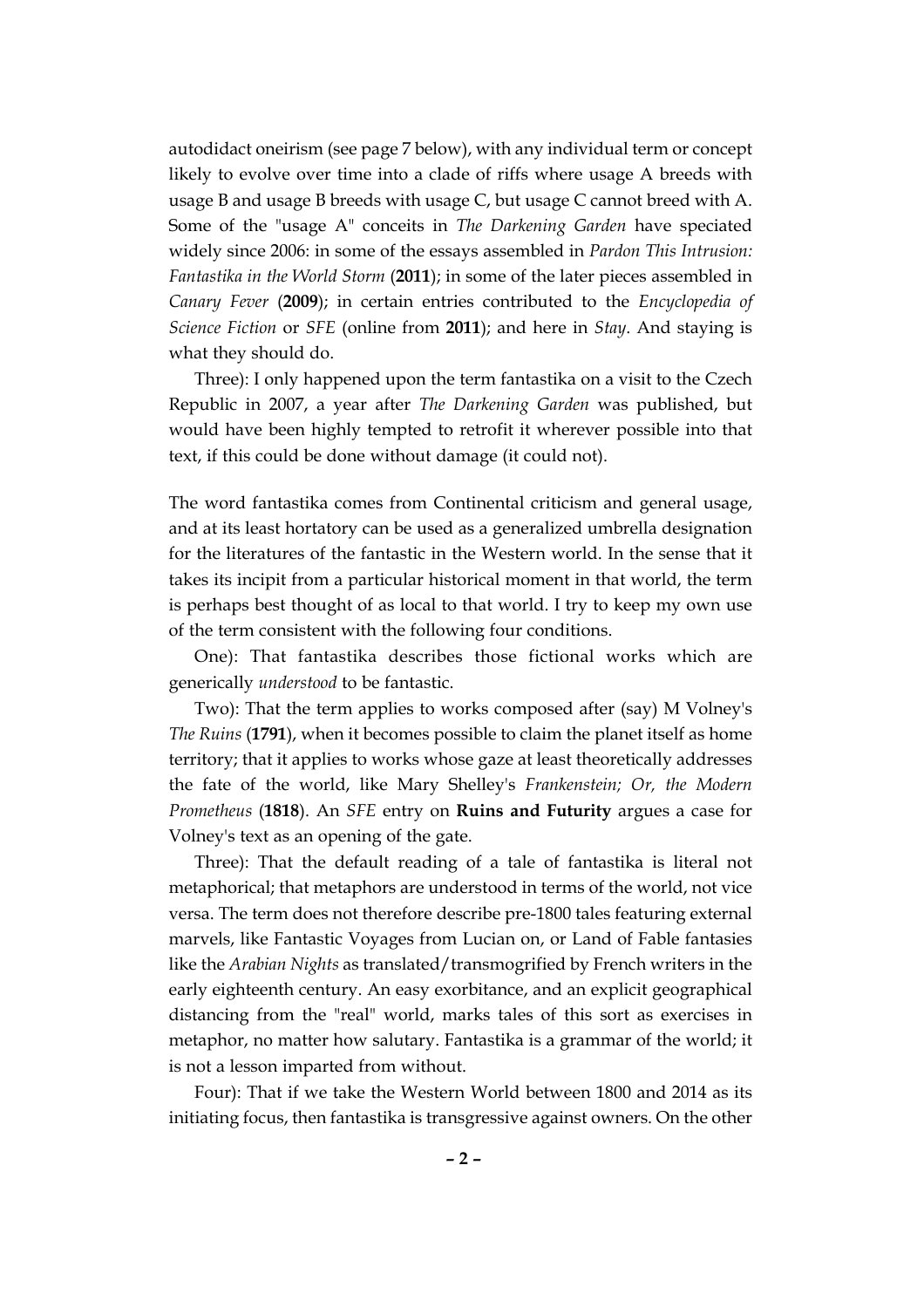autodidact oneirism (see page 7 below), with any individual term or concept likely to evolve over time into a clade of riffs where usage A breeds with usage B and usage B breeds with usage C, but usage C cannot breed with A. Some of the "usage A" conceits in *The Darkening Garden* have speciated widely since 2006: in some of the essays assembled in *Pardon This Intrusion: Fantastika in the World Storm* (**2011**); in some of the later pieces assembled in *Canary Fever* (**2009**); in certain entries contributed to the *Encyclopedia of Science Fiction* or *SFE* (online from **2011**); and here in *Stay*. And staying is what they should do.

Three): I only happened upon the term fantastika on a visit to the Czech Republic in 2007, a year after *The Darkening Garden* was published, but would have been highly tempted to retrofit it wherever possible into that text, if this could be done without damage (it could not).

The word fantastika comes from Continental criticism and general usage, and at its least hortatory can be used as a generalized umbrella designation for the literatures of the fantastic in the Western world. In the sense that it takes its incipit from a particular historical moment in that world, the term is perhaps best thought of as local to that world. I try to keep my own use of the term consistent with the following four conditions.

One): That fantastika describes those fictional works which are generically *understood* to be fantastic.

Two): That the term applies to works composed after (say) M Volney's *The Ruins* (**1791**), when it becomes possible to claim the planet itself as home territory; that it applies to works whose gaze at least theoretically addresses the fate of the world, like Mary Shelley's *Frankenstein; Or, the Modern Prometheus* (**1818**). An *SFE* entry on **Ruins and Futurity** argues a case for Volney's text as an opening of the gate.

Three): That the default reading of a tale of fantastika is literal not metaphorical; that metaphors are understood in terms of the world, not vice versa. The term does not therefore describe pre-1800 tales featuring external marvels, like Fantastic Voyages from Lucian on, or Land of Fable fantasies like the *Arabian Nights* as translated/transmogrified by French writers in the early eighteenth century. An easy exorbitance, and an explicit geographical distancing from the "real" world, marks tales of this sort as exercises in metaphor, no matter how salutary. Fantastika is a grammar of the world; it is not a lesson imparted from without.

Four): That if we take the Western World between 1800 and 2014 as its initiating focus, then fantastika is transgressive against owners. On the other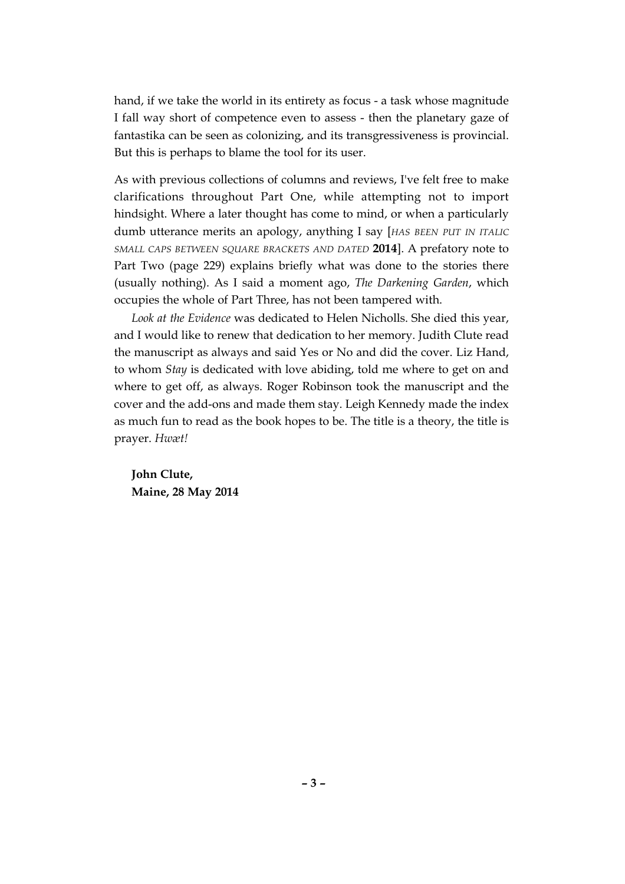hand, if we take the world in its entirety as focus - a task whose magnitude I fall way short of competence even to assess - then the planetary gaze of fantastika can be seen as colonizing, and its transgressiveness is provincial. But this is perhaps to blame the tool for its user.

As with previous collections of columns and reviews, I've felt free to make clarifications throughout Part One, while attempting not to import hindsight. Where a later thought has come to mind, or when a particularly dumb utterance merits an apology, anything I say [*HAS BEEN PUT IN ITALIC SMALL CAPS BETWEEN SQUARE BRACKETS AND DATED* **2014**]. A prefatory note to Part Two (page 229) explains briefly what was done to the stories there (usually nothing). As I said a moment ago, *The Darkening Garden*, which occupies the whole of Part Three, has not been tampered with.

*Look at the Evidence* was dedicated to Helen Nicholls. She died this year, and I would like to renew that dedication to her memory. Judith Clute read the manuscript as always and said Yes or No and did the cover. Liz Hand, to whom *Stay* is dedicated with love abiding, told me where to get on and where to get off, as always. Roger Robinson took the manuscript and the cover and the add-ons and made them stay. Leigh Kennedy made the index as much fun to read as the book hopes to be. The title is a theory, the title is prayer. *Hwæt!*

**John Clute,**
**Maine, 28 May 2014**